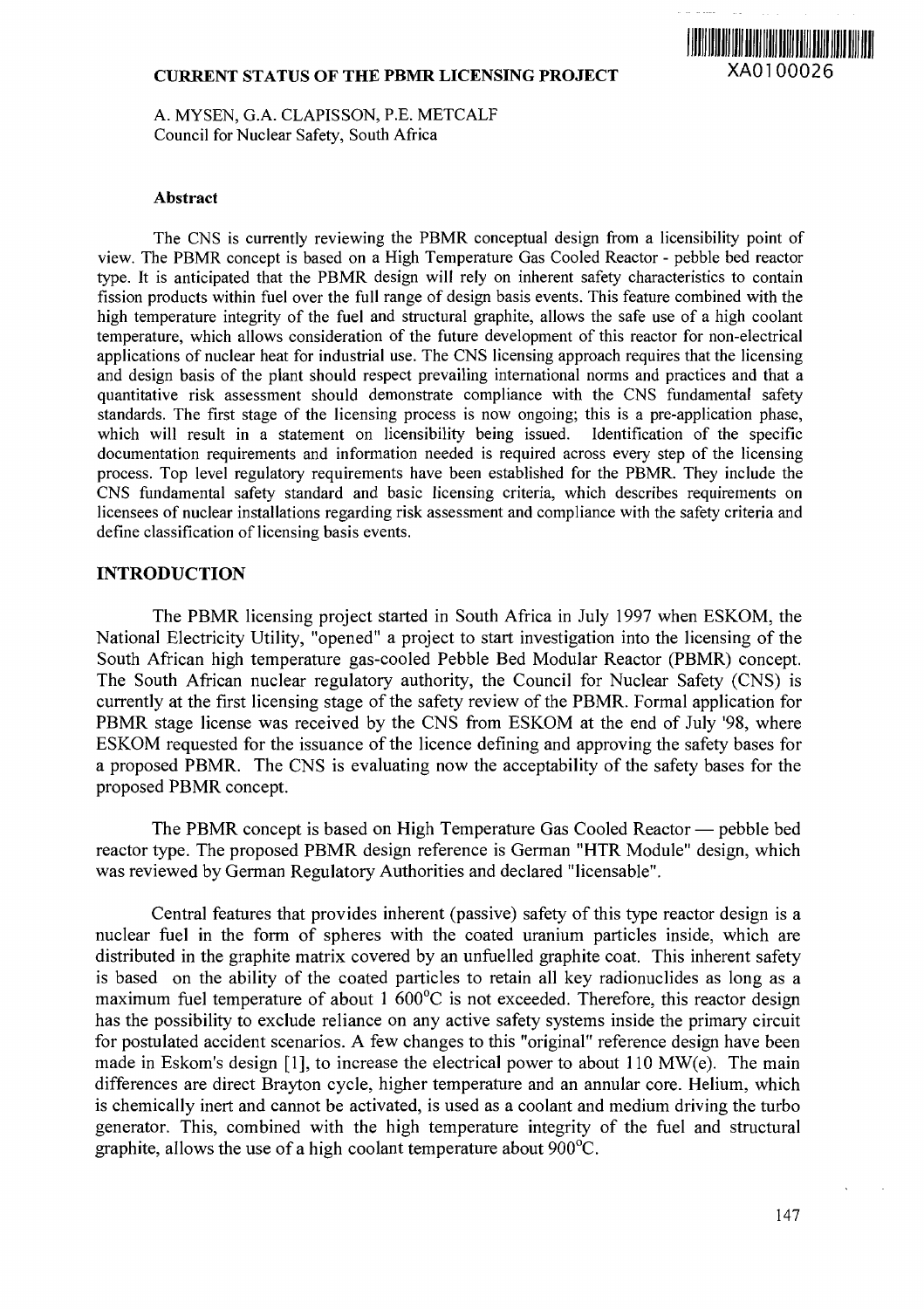# CURRENT STATUS OF THE PBMR LICENSING PROJECT

XA0100026

A. MYSEN, G.A. CLAPISSON, P.E. METCALF
Council for Nuclear Safety, South Africa

## Abstract

The CNS is currently reviewing the PBMR conceptual design from a licensibility point of view. The PBMR concept is based on a High Temperature Gas Cooled Reactor - pebble bed reactor type. It is anticipated that the PBMR design will rely on inherent safety characteristics to contain fission products within fuel over the full range of design basis events. This feature combined with the high temperature integrity of the fuel and structural graphite, allows the safe use of a high coolant temperature, which allows consideration of the future development of this reactor for non-electrical applications of nuclear heat for industrial use. The CNS licensing approach requires that the licensing and design basis of the plant should respect prevailing international norms and practices and that a quantitative risk assessment should demonstrate compliance with the CNS fundamental safety standards. The first stage of the licensing process is now ongoing; this is a pre-application phase, which will result in a statement on licensibility being issued. Identification of the specific documentation requirements and information needed is required across every step of the licensing process. Top level regulatory requirements have been established for the PBMR. They include the CNS fundamental safety standard and basic licensing criteria, which describes requirements on licensees of nuclear installations regarding risk assessment and compliance with the safety criteria and define classification of licensing basis events.

## INTRODUCTION

The PBMR licensing project started in South Africa in July 1997 when ESKOM, the National Electricity Utility, "opened" a project to start investigation into the licensing of the South African high temperature gas-cooled Pebble Bed Modular Reactor (PBMR) concept. The South African nuclear regulatory authority, the Council for Nuclear Safety (CNS) is currently at the first licensing stage of the safety review of the PBMR. Formal application for PBMR stage license was received by the CNS from ESKOM at the end of July '98, where ESKOM requested for the issuance of the licence defining and approving the safety bases for a proposed PBMR. The CNS is evaluating now the acceptability of the safety bases for the proposed PBMR concept.

The PBMR concept is based on High Temperature Gas Cooled Reactor — pebble bed reactor type. The proposed PBMR design reference is German "HTR Module" design, which was reviewed by German Regulatory Authorities and declared "licensable".

Central features that provides inherent (passive) safety of this type reactor design is a nuclear fuel in the form of spheres with the coated uranium particles inside, which are distributed in the graphite matrix covered by an unfuelled graphite coat. This inherent safety is based on the ability of the coated particles to retain all key radionuclides as long as a maximum fuel temperature of about 1 600°C is not exceeded. Therefore, this reactor design has the possibility to exclude reliance on any active safety systems inside the primary circuit for postulated accident scenarios. A few changes to this "original" reference design have been made in Eskom's design [1], to increase the electrical power to about 110 MW(e). The main differences are direct Brayton cycle, higher temperature and an annular core. Helium, which is chemically inert and cannot be activated, is used as a coolant and medium driving the turbo generator. This, combined with the high temperature integrity of the fuel and structural graphite, allows the use of a high coolant temperature about 900°C.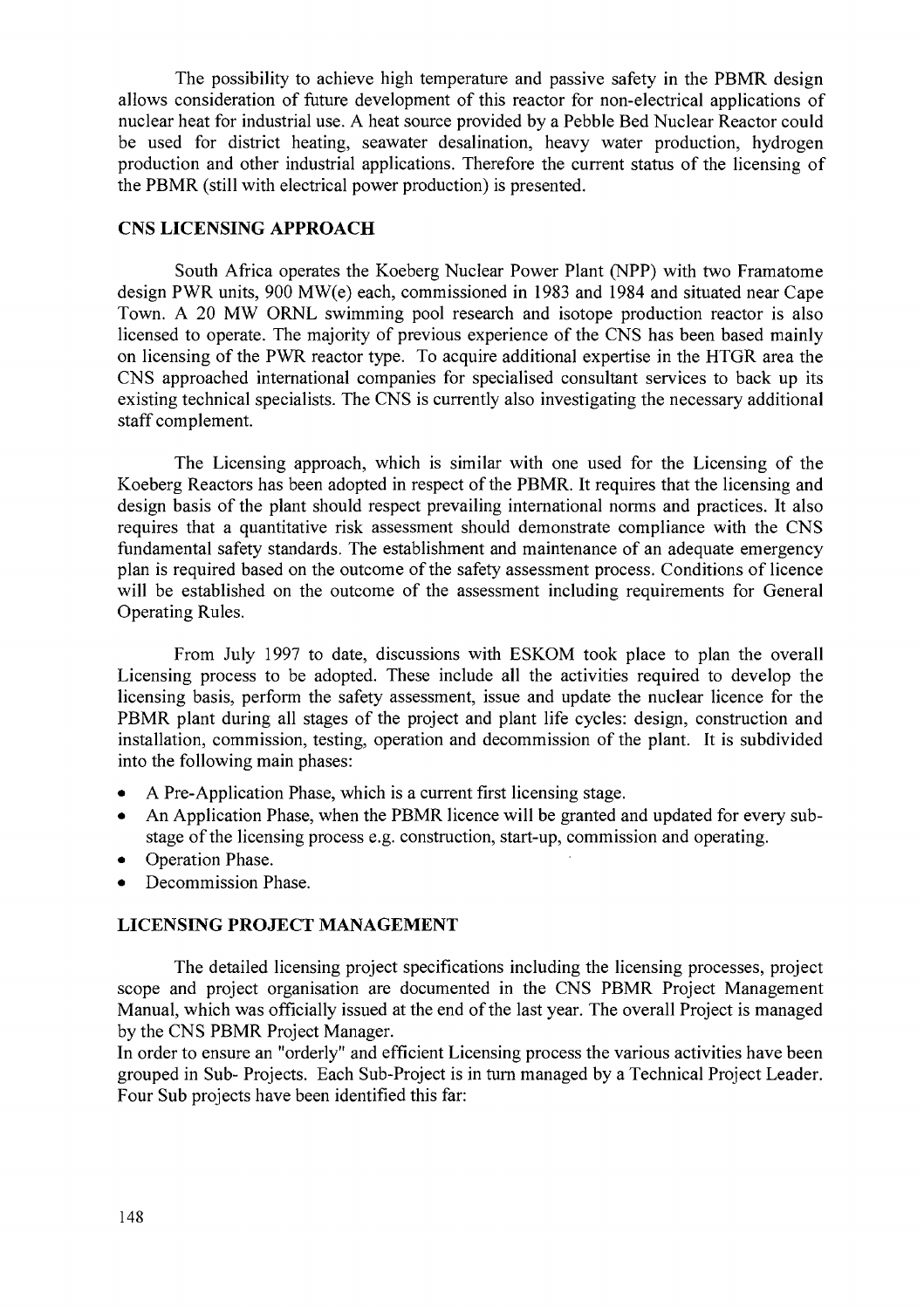The possibility to achieve high temperature and passive safety in the PBMR design allows consideration of future development of this reactor for non-electrical applications of nuclear heat for industrial use. A heat source provided by a Pebble Bed Nuclear Reactor could be used for district heating, seawater desalination, heavy water production, hydrogen production and other industrial applications. Therefore the current status of the licensing of the PBMR (still with electrical power production) is presented.

## CNS LICENSING APPROACH

South Africa operates the Koeberg Nuclear Power Plant (NPP) with two Framatome design PWR units, 900 MW(e) each, commissioned in 1983 and 1984 and situated near Cape Town. A 20 MW ORNL swimming pool research and isotope production reactor is also licensed to operate. The majority of previous experience of the CNS has been based mainly on licensing of the PWR reactor type. To acquire additional expertise in the HTGR area the CNS approached international companies for specialised consultant services to back up its existing technical specialists. The CNS is currently also investigating the necessary additional staff complement.

The Licensing approach, which is similar with one used for the Licensing of the Koeberg Reactors has been adopted in respect of the PBMR. It requires that the licensing and design basis of the plant should respect prevailing international norms and practices. It also requires that a quantitative risk assessment should demonstrate compliance with the CNS fundamental safety standards. The establishment and maintenance of an adequate emergency plan is required based on the outcome of the safety assessment process. Conditions of licence will be established on the outcome of the assessment including requirements for General Operating Rules.

From July 1997 to date, discussions with ESKOM took place to plan the overall Licensing process to be adopted. These include all the activities required to develop the licensing basis, perform the safety assessment, issue and update the nuclear licence for the PBMR plant during all stages of the project and plant life cycles: design, construction and installation, commission, testing, operation and decommission of the plant. It is subdivided into the following main phases:

- A Pre-Application Phase, which is a current first licensing stage.
- An Application Phase, when the PBMR licence will be granted and updated for every sub-stage of the licensing process e.g. construction, start-up, commission and operating.
- Operation Phase.
- Decommission Phase.

## LICENSING PROJECT MANAGEMENT

The detailed licensing project specifications including the licensing processes, project scope and project organisation are documented in the CNS PBMR Project Management Manual, which was officially issued at the end of the last year. The overall Project is managed by the CNS PBMR Project Manager.

In order to ensure an "orderly" and efficient Licensing process the various activities have been grouped in Sub- Projects. Each Sub-Project is in turn managed by a Technical Project Leader. Four Sub projects have been identified this far: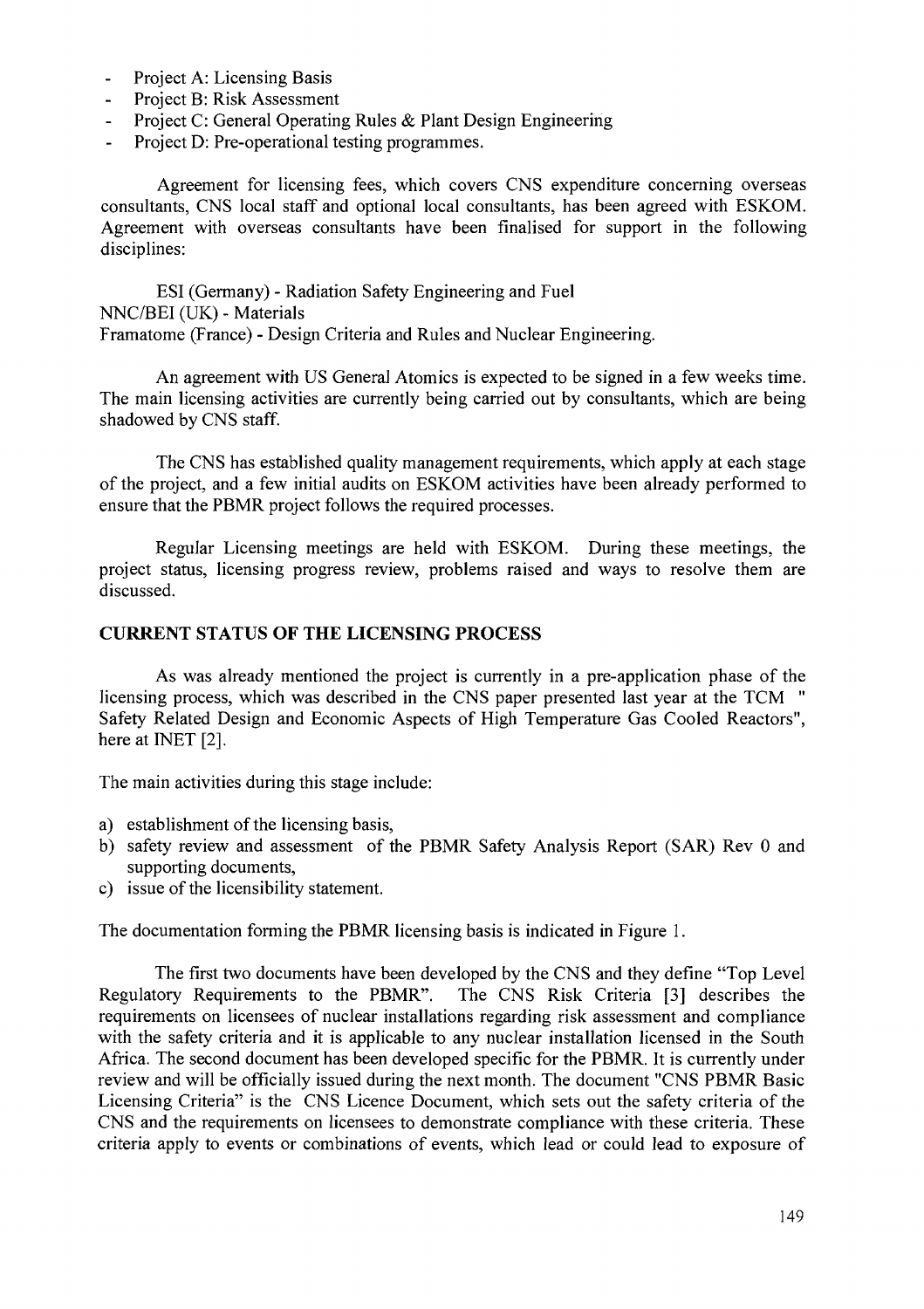- Project A: Licensing Basis
- Project B: Risk Assessment
- Project C: General Operating Rules & Plant Design Engineering
- Project D: Pre-operational testing programmes.

Agreement for licensing fees, which covers CNS expenditure concerning overseas consultants, CNS local staff and optional local consultants, has been agreed with ESKOM. Agreement with overseas consultants have been finalised for support in the following disciplines:

ESI (Germany) - Radiation Safety Engineering and Fuel
NNC/BEI (UK) - Materials
Framatome (France) - Design Criteria and Rules and Nuclear Engineering.

An agreement with US General Atomics is expected to be signed in a few weeks time. The main licensing activities are currently being carried out by consultants, which are being shadowed by CNS staff.

The CNS has established quality management requirements, which apply at each stage of the project, and a few initial audits on ESKOM activities have been already performed to ensure that the PBMR project follows the required processes.

Regular Licensing meetings are held with ESKOM. During these meetings, the project status, licensing progress review, problems raised and ways to resolve them are discussed.

## CURRENT STATUS OF THE LICENSING PROCESS

As was already mentioned the project is currently in a pre-application phase of the licensing process, which was described in the CNS paper presented last year at the TCM " Safety Related Design and Economic Aspects of High Temperature Gas Cooled Reactors", here at INET [2].

The main activities during this stage include:

a) establishment of the licensing basis,
b) safety review and assessment of the PBMR Safety Analysis Report (SAR) Rev 0 and supporting documents,
c) issue of the licensibility statement.

The documentation forming the PBMR licensing basis is indicated in Figure 1.

The first two documents have been developed by the CNS and they define "Top Level Regulatory Requirements to the PBMR". The CNS Risk Criteria [3] describes the requirements on licensees of nuclear installations regarding risk assessment and compliance with the safety criteria and it is applicable to any nuclear installation licensed in the South Africa. The second document has been developed specific for the PBMR. It is currently under review and will be officially issued during the next month. The document "CNS PBMR Basic Licensing Criteria" is the CNS Licence Document, which sets out the safety criteria of the CNS and the requirements on licensees to demonstrate compliance with these criteria. These criteria apply to events or combinations of events, which lead or could lead to exposure of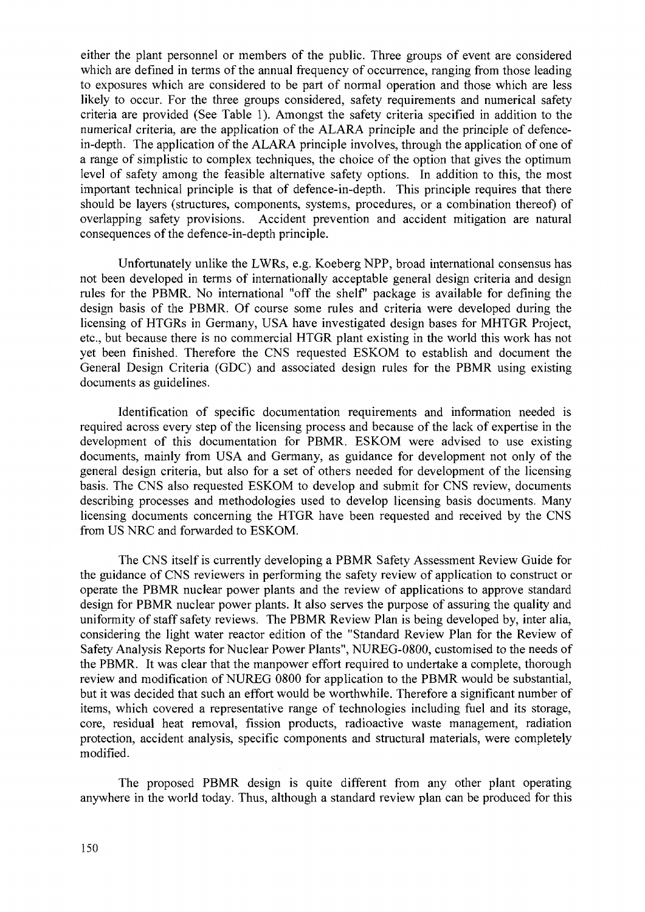either the plant personnel or members of the public. Three groups of event are considered which are defined in terms of the annual frequency of occurrence, ranging from those leading to exposures which are considered to be part of normal operation and those which are less likely to occur. For the three groups considered, safety requirements and numerical safety criteria are provided (See Table 1). Amongst the safety criteria specified in addition to the numerical criteria, are the application of the ALARA principle and the principle of defence-in-depth. The application of the ALARA principle involves, through the application of one of a range of simplistic to complex techniques, the choice of the option that gives the optimum level of safety among the feasible alternative safety options. In addition to this, the most important technical principle is that of defence-in-depth. This principle requires that there should be layers (structures, components, systems, procedures, or a combination thereof) of overlapping safety provisions. Accident prevention and accident mitigation are natural consequences of the defence-in-depth principle.

Unfortunately unlike the LWRs, e.g. Koeberg NPP, broad international consensus has not been developed in terms of internationally acceptable general design criteria and design rules for the PBMR. No international "off the shelf" package is available for defining the design basis of the PBMR. Of course some rules and criteria were developed during the licensing of HTGRs in Germany, USA have investigated design bases for MHTGR Project, etc., but because there is no commercial HTGR plant existing in the world this work has not yet been finished. Therefore the CNS requested ESKOM to establish and document the General Design Criteria (GDC) and associated design rules for the PBMR using existing documents as guidelines.

Identification of specific documentation requirements and information needed is required across every step of the licensing process and because of the lack of expertise in the development of this documentation for PBMR. ESKOM were advised to use existing documents, mainly from USA and Germany, as guidance for development not only of the general design criteria, but also for a set of others needed for development of the licensing basis. The CNS also requested ESKOM to develop and submit for CNS review, documents describing processes and methodologies used to develop licensing basis documents. Many licensing documents concerning the HTGR have been requested and received by the CNS from US NRC and forwarded to ESKOM.

The CNS itself is currently developing a PBMR Safety Assessment Review Guide for the guidance of CNS reviewers in performing the safety review of application to construct or operate the PBMR nuclear power plants and the review of applications to approve standard design for PBMR nuclear power plants. It also serves the purpose of assuring the quality and uniformity of staff safety reviews. The PBMR Review Plan is being developed by, inter alia, considering the light water reactor edition of the "Standard Review Plan for the Review of Safety Analysis Reports for Nuclear Power Plants", NUREG-0800, customised to the needs of the PBMR. It was clear that the manpower effort required to undertake a complete, thorough review and modification of NUREG 0800 for application to the PBMR would be substantial, but it was decided that such an effort would be worthwhile. Therefore a significant number of items, which covered a representative range of technologies including fuel and its storage, core, residual heat removal, fission products, radioactive waste management, radiation protection, accident analysis, specific components and structural materials, were completely modified.

The proposed PBMR design is quite different from any other plant operating anywhere in the world today. Thus, although a standard review plan can be produced for this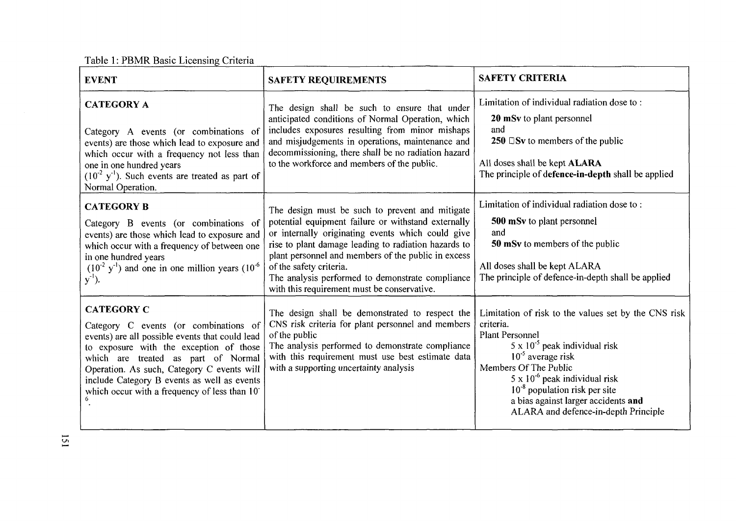Table 1: PBMR Basic Licensing Criteria

| EVENT | SAFETY REQUIREMENTS | SAFETY CRITERIA |
|---|---|---|
| **CATEGORY A**<br><br>Category A events (or combinations of events) are those which lead to exposure and which occur with a frequency not less than one in one hundred years ($10^{-2}$ $y^{-1}$). Such events are treated as part of Normal Operation. | The design shall be such to ensure that under anticipated conditions of Normal Operation, which includes exposures resulting from minor mishaps and misjudgements in operations, maintenance and decommissioning, there shall be no radiation hazard to the workforce and members of the public. | Limitation of individual radiation dose to :<br>**20 mSv** to plant personnel<br>and<br>**250 □Sv** to members of the public<br><br>All doses shall be kept **ALARA**<br>The principle of **defence-in-depth** shall be applied |
| **CATEGORY B**<br><br>Category B events (or combinations of events) are those which lead to exposure and which occur with a frequency of between one in one hundred years ($10^{-2}$ $y^{-1}$) and one in one million years ($10^{-6}$ $y^{-1}$). | The design must be such to prevent and mitigate potential equipment failure or withstand externally or internally originating events which could give rise to plant damage leading to radiation hazards to plant personnel and members of the public in excess of the safety criteria.<br>The analysis performed to demonstrate compliance with this requirement must be conservative. | Limitation of individual radiation dose to :<br>**500 mSv** to plant personnel<br>and<br>**50 mSv** to members of the public<br><br>All doses shall be kept ALARA<br>The principle of defence-in-depth shall be applied |
| **CATEGORY C**<br><br>Category C events (or combinations of events) are all possible events that could lead to exposure with the exception of those which are treated as part of Normal Operation. As such, Category C events will include Category B events as well as events which occur with a frequency of less than $10^{-6}$. | The design shall be demonstrated to respect the CNS risk criteria for plant personnel and members of the public<br>The analysis performed to demonstrate compliance with this requirement must use best estimate data with a supporting uncertainty analysis | Limitation of risk to the values set by the CNS risk criteria.<br>Plant Personnel<br>$5 \times 10^{-5}$ peak individual risk<br>$10^{-5}$ average risk<br>Members Of The Public<br>$5 \times 10^{-6}$ peak individual risk<br>$10^{-8}$ population risk per site<br>a bias against larger accidents **and**<br>ALARA and defence-in-depth Principle |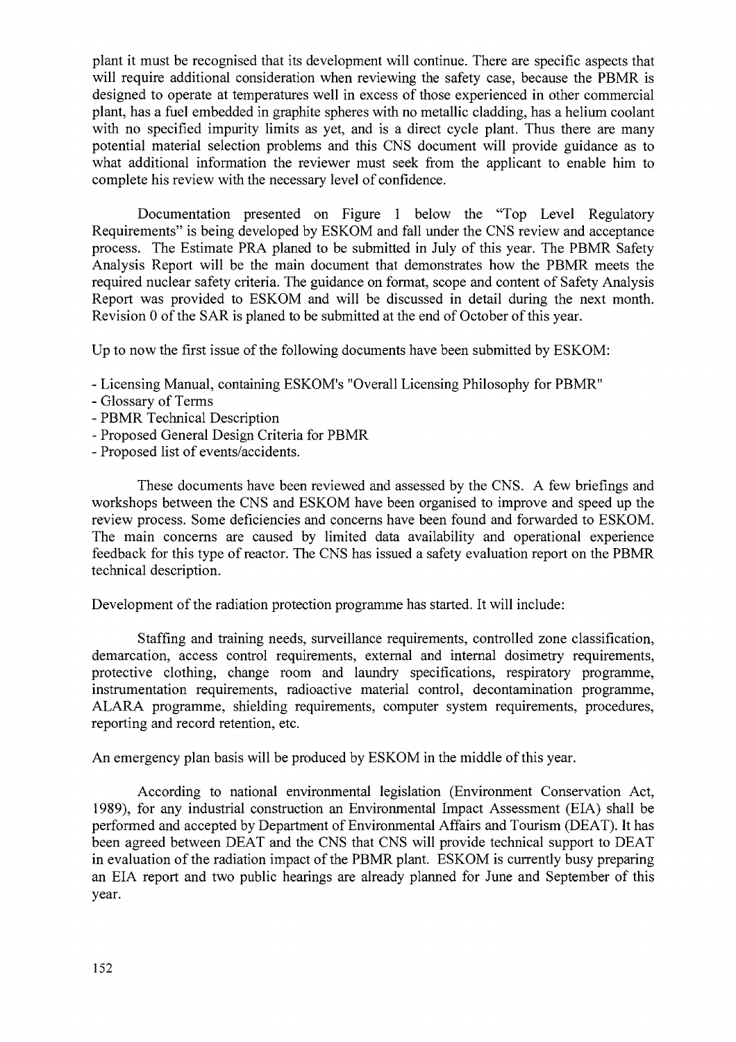plant it must be recognised that its development will continue. There are specific aspects that will require additional consideration when reviewing the safety case, because the PBMR is designed to operate at temperatures well in excess of those experienced in other commercial plant, has a fuel embedded in graphite spheres with no metallic cladding, has a helium coolant with no specified impurity limits as yet, and is a direct cycle plant. Thus there are many potential material selection problems and this CNS document will provide guidance as to what additional information the reviewer must seek from the applicant to enable him to complete his review with the necessary level of confidence.

Documentation presented on Figure 1 below the "Top Level Regulatory Requirements" is being developed by ESKOM and fall under the CNS review and acceptance process. The Estimate PRA planed to be submitted in July of this year. The PBMR Safety Analysis Report will be the main document that demonstrates how the PBMR meets the required nuclear safety criteria. The guidance on format, scope and content of Safety Analysis Report was provided to ESKOM and will be discussed in detail during the next month. Revision 0 of the SAR is planed to be submitted at the end of October of this year.

Up to now the first issue of the following documents have been submitted by ESKOM:

- Licensing Manual, containing ESKOM's "Overall Licensing Philosophy for PBMR"
- Glossary of Terms
- PBMR Technical Description
- Proposed General Design Criteria for PBMR
- Proposed list of events/accidents.

These documents have been reviewed and assessed by the CNS. A few briefings and workshops between the CNS and ESKOM have been organised to improve and speed up the review process. Some deficiencies and concerns have been found and forwarded to ESKOM. The main concerns are caused by limited data availability and operational experience feedback for this type of reactor. The CNS has issued a safety evaluation report on the PBMR technical description.

Development of the radiation protection programme has started. It will include:

Staffing and training needs, surveillance requirements, controlled zone classification, demarcation, access control requirements, external and internal dosimetry requirements, protective clothing, change room and laundry specifications, respiratory programme, instrumentation requirements, radioactive material control, decontamination programme, ALARA programme, shielding requirements, computer system requirements, procedures, reporting and record retention, etc.

An emergency plan basis will be produced by ESKOM in the middle of this year.

According to national environmental legislation (Environment Conservation Act, 1989), for any industrial construction an Environmental Impact Assessment (EIA) shall be performed and accepted by Department of Environmental Affairs and Tourism (DEAT). It has been agreed between DEAT and the CNS that CNS will provide technical support to DEAT in evaluation of the radiation impact of the PBMR plant. ESKOM is currently busy preparing an EIA report and two public hearings are already planned for June and September of this year.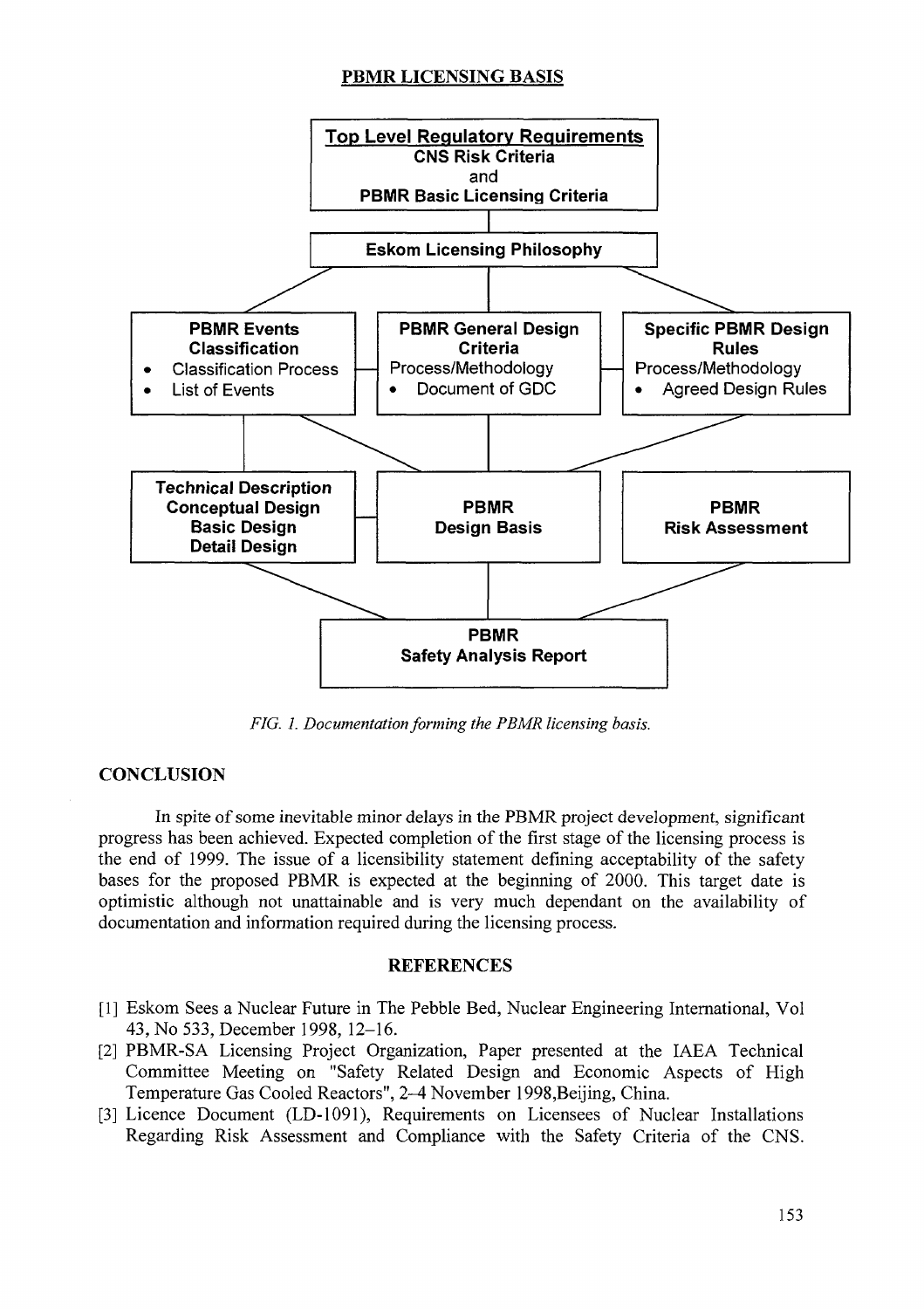## PBMR LICENSING BASIS

**Top Level Regulatory Requirements**
**CNS Risk Criteria**
and
**PBMR Basic Licensing Criteria**

**Eskom Licensing Philosophy**

**PBMR Events Classification**
- Classification Process
- List of Events

**PBMR General Design Criteria**
Process/Methodology
- Document of GDC

**Specific PBMR Design Rules**
Process/Methodology
- Agreed Design Rules

**Technical Description**
**Conceptual Design**
**Basic Design**
**Detail Design**

**PBMR Design Basis**

**PBMR Risk Assessment**

**PBMR Safety Analysis Report**

*FIG. 1. Documentation forming the PBMR licensing basis.*

## CONCLUSION

In spite of some inevitable minor delays in the PBMR project development, significant progress has been achieved. Expected completion of the first stage of the licensing process is the end of 1999. The issue of a licensibility statement defining acceptability of the safety bases for the proposed PBMR is expected at the beginning of 2000. This target date is optimistic although not unattainable and is very much dependant on the availability of documentation and information required during the licensing process.

## REFERENCES

[1] Eskom Sees a Nuclear Future in The Pebble Bed, Nuclear Engineering International, Vol 43, No 533, December 1998, 12–16.

[2] PBMR-SA Licensing Project Organization, Paper presented at the IAEA Technical Committee Meeting on "Safety Related Design and Economic Aspects of High Temperature Gas Cooled Reactors", 2–4 November 1998,Beijing, China.

[3] Licence Document (LD-1091), Requirements on Licensees of Nuclear Installations Regarding Risk Assessment and Compliance with the Safety Criteria of the CNS.